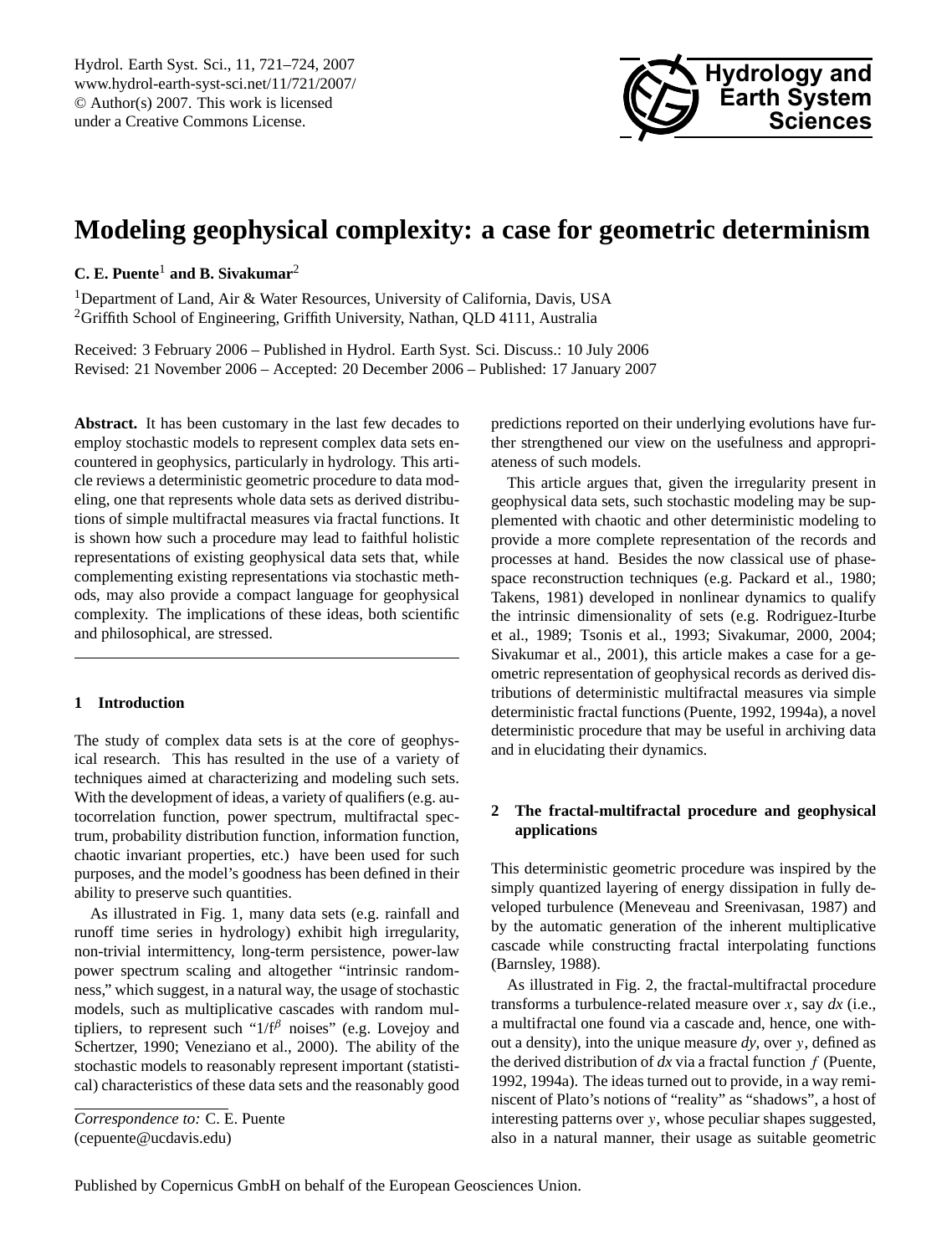# Modeling geophysical complexity: a case for geometric determinism

**C. E. Puente**[1] **and B. Sivakumar**[2]

[1]Department of Land, Air & Water Resources, University of California, Davis, USA
[2]Griffith School of Engineering, Griffith University, Nathan, QLD 4111, Australia

Received: 3 February 2006 – Published in Hydrol. Earth Syst. Sci. Discuss.: 10 July 2006
Revised: 21 November 2006 – Accepted: 20 December 2006 – Published: 17 January 2007

**Abstract.** It has been customary in the last few decades to employ stochastic models to represent complex data sets encountered in geophysics, particularly in hydrology. This article reviews a deterministic geometric procedure to data modeling, one that represents whole data sets as derived distributions of simple multifractal measures via fractal functions. It is shown how such a procedure may lead to faithful holistic representations of existing geophysical data sets that, while complementing existing representations via stochastic methods, may also provide a compact language for geophysical complexity. The implications of these ideas, both scientific and philosophical, are stressed.

## 1 Introduction

The study of complex data sets is at the core of geophysical research. This has resulted in the use of a variety of techniques aimed at characterizing and modeling such sets. With the development of ideas, a variety of qualifiers (e.g. autocorrelation function, power spectrum, multifractal spectrum, probability distribution function, information function, chaotic invariant properties, etc.) have been used for such purposes, and the model's goodness has been defined in their ability to preserve such quantities.

As illustrated in Fig. 1, many data sets (e.g. rainfall and runoff time series in hydrology) exhibit high irregularity, non-trivial intermittency, long-term persistence, power-law power spectrum scaling and altogether "intrinsic randomness," which suggest, in a natural way, the usage of stochastic models, such as multiplicative cascades with random multipliers, to represent such "$1/f^{\beta}$ noises" (e.g. Lovejoy and Schertzer, 1990; Veneziano et al., 2000). The ability of the stochastic models to reasonably represent important (statistical) characteristics of these data sets and the reasonably good predictions reported on their underlying evolutions have further strengthened our view on the usefulness and appropriateness of such models.

This article argues that, given the irregularity present in geophysical data sets, such stochastic modeling may be supplemented with chaotic and other deterministic modeling to provide a more complete representation of the records and processes at hand. Besides the now classical use of phase-space reconstruction techniques (e.g. Packard et al., 1980; Takens, 1981) developed in nonlinear dynamics to qualify the intrinsic dimensionality of sets (e.g. Rodriguez-Iturbe et al., 1989; Tsonis et al., 1993; Sivakumar, 2000, 2004; Sivakumar et al., 2001), this article makes a case for a geometric representation of geophysical records as derived distributions of deterministic multifractal measures via simple deterministic fractal functions (Puente, 1992, 1994a), a novel deterministic procedure that may be useful in archiving data and in elucidating their dynamics.

## 2 The fractal-multifractal procedure and geophysical applications

This deterministic geometric procedure was inspired by the simply quantized layering of energy dissipation in fully developed turbulence (Meneveau and Sreenivasan, 1987) and by the automatic generation of the inherent multiplicative cascade while constructing fractal interpolating functions (Barnsley, 1988).

As illustrated in Fig. 2, the fractal-multifractal procedure transforms a turbulence-related measure over $x$, say $dx$ (i.e., a multifractal one found via a cascade and, hence, one without a density), into the unique measure $dy$, over $y$, defined as the derived distribution of $dx$ via a fractal function $f$ (Puente, 1992, 1994a). The ideas turned out to provide, in a way reminiscent of Plato's notions of "reality" as "shadows", a host of interesting patterns over $y$, whose peculiar shapes suggested, also in a natural manner, their usage as suitable geometric

*Correspondence to:* C. E. Puente
(cepuente@ucdavis.edu)

Published by Copernicus GmbH on behalf of the European Geosciences Union.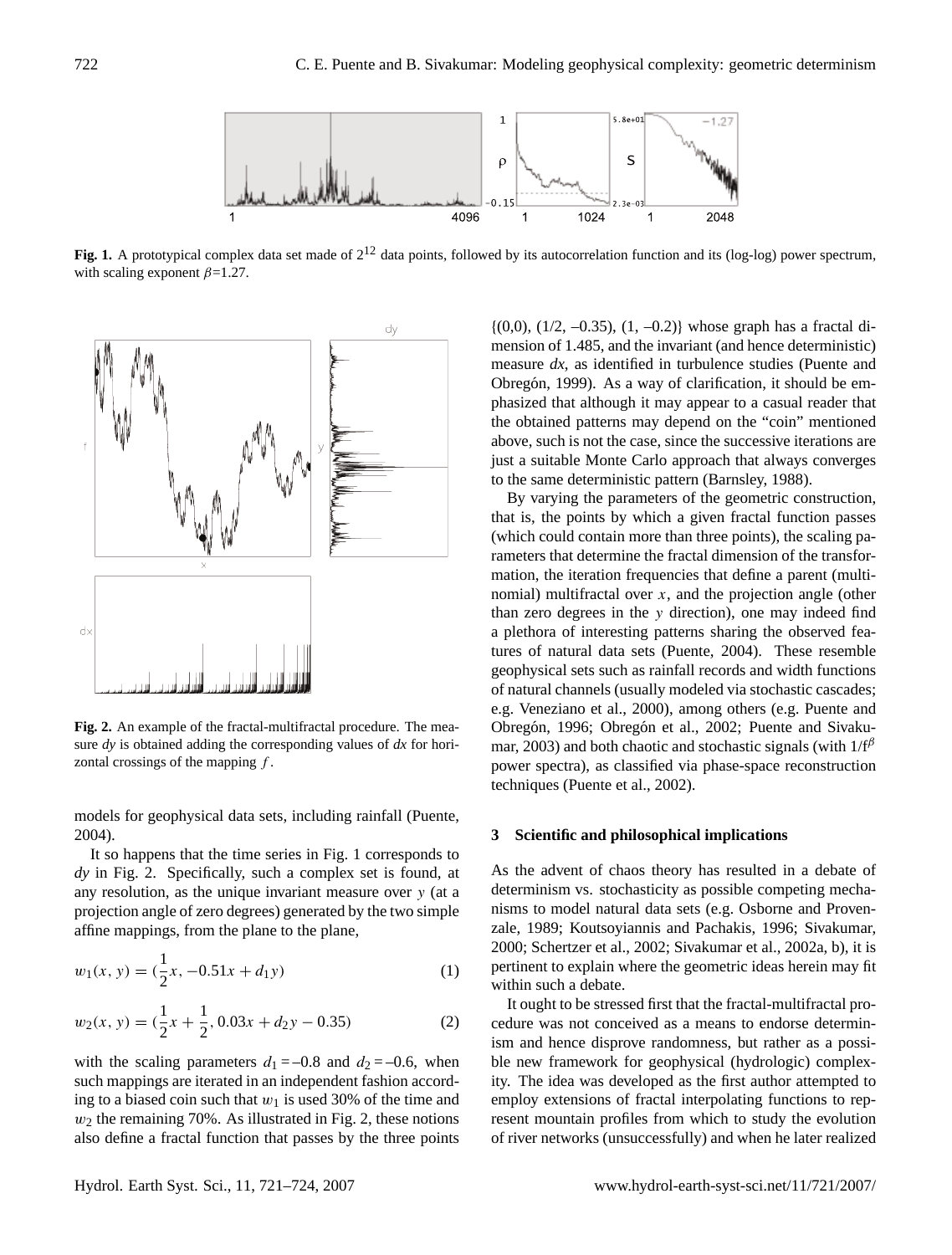**Fig. 1.** A prototypical complex data set made of $2^{12}$ data points, followed by its autocorrelation function and its (log-log) power spectrum, with scaling exponent $\beta$=1.27.

**Fig. 2.** An example of the fractal-multifractal procedure. The measure $dy$ is obtained adding the corresponding values of $dx$ for horizontal crossings of the mapping $f$.

models for geophysical data sets, including rainfall (Puente, 2004).

It so happens that the time series in Fig. 1 corresponds to $dy$ in Fig. 2. Specifically, such a complex set is found, at any resolution, as the unique invariant measure over $y$ (at a projection angle of zero degrees) generated by the two simple affine mappings, from the plane to the plane,

$$w_1(x, y) = (\frac{1}{2}x, -0.51x + d_1 y) \tag{1}$$

$$w_2(x, y) = (\frac{1}{2}x + \frac{1}{2}, 0.03x + d_2 y - 0.35) \tag{2}$$

with the scaling parameters $d_1 = -0.8$ and $d_2 = -0.6$, when such mappings are iterated in an independent fashion according to a biased coin such that $w_1$ is used 30% of the time and $w_2$ the remaining 70%. As illustrated in Fig. 2, these notions also define a fractal function that passes by the three points {(0,0), (1/2, –0.35), (1, –0.2)} whose graph has a fractal dimension of 1.485, and the invariant (and hence deterministic) measure $dx$, as identified in turbulence studies (Puente and Obregón, 1999). As a way of clarification, it should be emphasized that although it may appear to a casual reader that the obtained patterns may depend on the "coin" mentioned above, such is not the case, since the successive iterations are just a suitable Monte Carlo approach that always converges to the same deterministic pattern (Barnsley, 1988).

By varying the parameters of the geometric construction, that is, the points by which a given fractal function passes (which could contain more than three points), the scaling parameters that determine the fractal dimension of the transformation, the iteration frequencies that define a parent (multinomial) multifractal over $x$, and the projection angle (other than zero degrees in the $y$ direction), one may indeed find a plethora of interesting patterns sharing the observed features of natural data sets (Puente, 2004). These resemble geophysical sets such as rainfall records and width functions of natural channels (usually modeled via stochastic cascades; e.g. Veneziano et al., 2000), among others (e.g. Puente and Obregón, 1996; Obregón et al., 2002; Puente and Sivakumar, 2003) and both chaotic and stochastic signals (with $1/f^{\beta}$ power spectra), as classified via phase-space reconstruction techniques (Puente et al., 2002).

## 3 Scientific and philosophical implications

As the advent of chaos theory has resulted in a debate of determinism vs. stochasticity as possible competing mechanisms to model natural data sets (e.g. Osborne and Provenzale, 1989; Koutsoyiannis and Pachakis, 1996; Sivakumar, 2000; Schertzer et al., 2002; Sivakumar et al., 2002a, b), it is pertinent to explain where the geometric ideas herein may fit within such a debate.

It ought to be stressed first that the fractal-multifractal procedure was not conceived as a means to endorse determinism and hence disprove randomness, but rather as a possible new framework for geophysical (hydrologic) complexity. The idea was developed as the first author attempted to employ extensions of fractal interpolating functions to represent mountain profiles from which to study the evolution of river networks (unsuccessfully) and when he later realized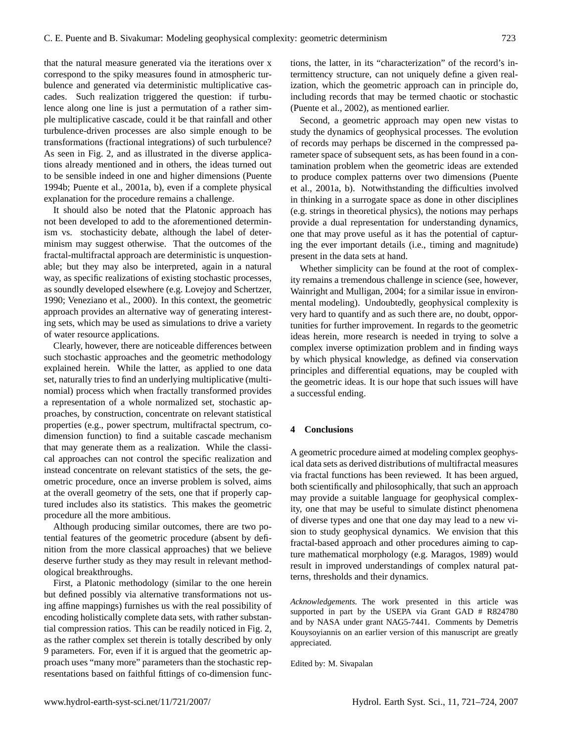that the natural measure generated via the iterations over x correspond to the spiky measures found in atmospheric turbulence and generated via deterministic multiplicative cascades. Such realization triggered the question: if turbulence along one line is just a permutation of a rather simple multiplicative cascade, could it be that rainfall and other turbulence-driven processes are also simple enough to be transformations (fractional integrations) of such turbulence? As seen in Fig. 2, and as illustrated in the diverse applications already mentioned and in others, the ideas turned out to be sensible indeed in one and higher dimensions (Puente 1994b; Puente et al., 2001a, b), even if a complete physical explanation for the procedure remains a challenge.

It should also be noted that the Platonic approach has not been developed to add to the aforementioned determinism vs. stochasticity debate, although the label of determinism may suggest otherwise. That the outcomes of the fractal-multifractal approach are deterministic is unquestionable; but they may also be interpreted, again in a natural way, as specific realizations of existing stochastic processes, as soundly developed elsewhere (e.g. Lovejoy and Schertzer, 1990; Veneziano et al., 2000). In this context, the geometric approach provides an alternative way of generating interesting sets, which may be used as simulations to drive a variety of water resource applications.

Clearly, however, there are noticeable differences between such stochastic approaches and the geometric methodology explained herein. While the latter, as applied to one data set, naturally tries to find an underlying multiplicative (multinomial) process which when fractally transformed provides a representation of a whole normalized set, stochastic approaches, by construction, concentrate on relevant statistical properties (e.g., power spectrum, multifractal spectrum, codimension function) to find a suitable cascade mechanism that may generate them as a realization. While the classical approaches can not control the specific realization and instead concentrate on relevant statistics of the sets, the geometric procedure, once an inverse problem is solved, aims at the overall geometry of the sets, one that if properly captured includes also its statistics. This makes the geometric procedure all the more ambitious.

Although producing similar outcomes, there are two potential features of the geometric procedure (absent by definition from the more classical approaches) that we believe deserve further study as they may result in relevant methodological breakthroughs.

First, a Platonic methodology (similar to the one herein but defined possibly via alternative transformations not using affine mappings) furnishes us with the real possibility of encoding holistically complete data sets, with rather substantial compression ratios. This can be readily noticed in Fig. 2, as the rather complex set therein is totally described by only 9 parameters. For, even if it is argued that the geometric approach uses "many more" parameters than the stochastic representations based on faithful fittings of co-dimension functions, the latter, in its "characterization" of the record's intermittency structure, can not uniquely define a given realization, which the geometric approach can in principle do, including records that may be termed chaotic or stochastic (Puente et al., 2002), as mentioned earlier.

Second, a geometric approach may open new vistas to study the dynamics of geophysical processes. The evolution of records may perhaps be discerned in the compressed parameter space of subsequent sets, as has been found in a contamination problem when the geometric ideas are extended to produce complex patterns over two dimensions (Puente et al., 2001a, b). Notwithstanding the difficulties involved in thinking in a surrogate space as done in other disciplines (e.g. strings in theoretical physics), the notions may perhaps provide a dual representation for understanding dynamics, one that may prove useful as it has the potential of capturing the ever important details (i.e., timing and magnitude) present in the data sets at hand.

Whether simplicity can be found at the root of complexity remains a tremendous challenge in science (see, however, Wainright and Mulligan, 2004; for a similar issue in environmental modeling). Undoubtedly, geophysical complexity is very hard to quantify and as such there are, no doubt, opportunities for further improvement. In regards to the geometric ideas herein, more research is needed in trying to solve a complex inverse optimization problem and in finding ways by which physical knowledge, as defined via conservation principles and differential equations, may be coupled with the geometric ideas. It is our hope that such issues will have a successful ending.

## 4 Conclusions

A geometric procedure aimed at modeling complex geophysical data sets as derived distributions of multifractal measures via fractal functions has been reviewed. It has been argued, both scientifically and philosophically, that such an approach may provide a suitable language for geophysical complexity, one that may be useful to simulate distinct phenomena of diverse types and one that one day may lead to a new vision to study geophysical dynamics. We envision that this fractal-based approach and other procedures aiming to capture mathematical morphology (e.g. Maragos, 1989) would result in improved understandings of complex natural patterns, thresholds and their dynamics.

*Acknowledgements.* The work presented in this article was supported in part by the USEPA via Grant GAD # R824780 and by NASA under grant NAG5-7441. Comments by Demetris Kouysoyiannis on an earlier version of this manuscript are greatly appreciated.

Edited by: M. Sivapalan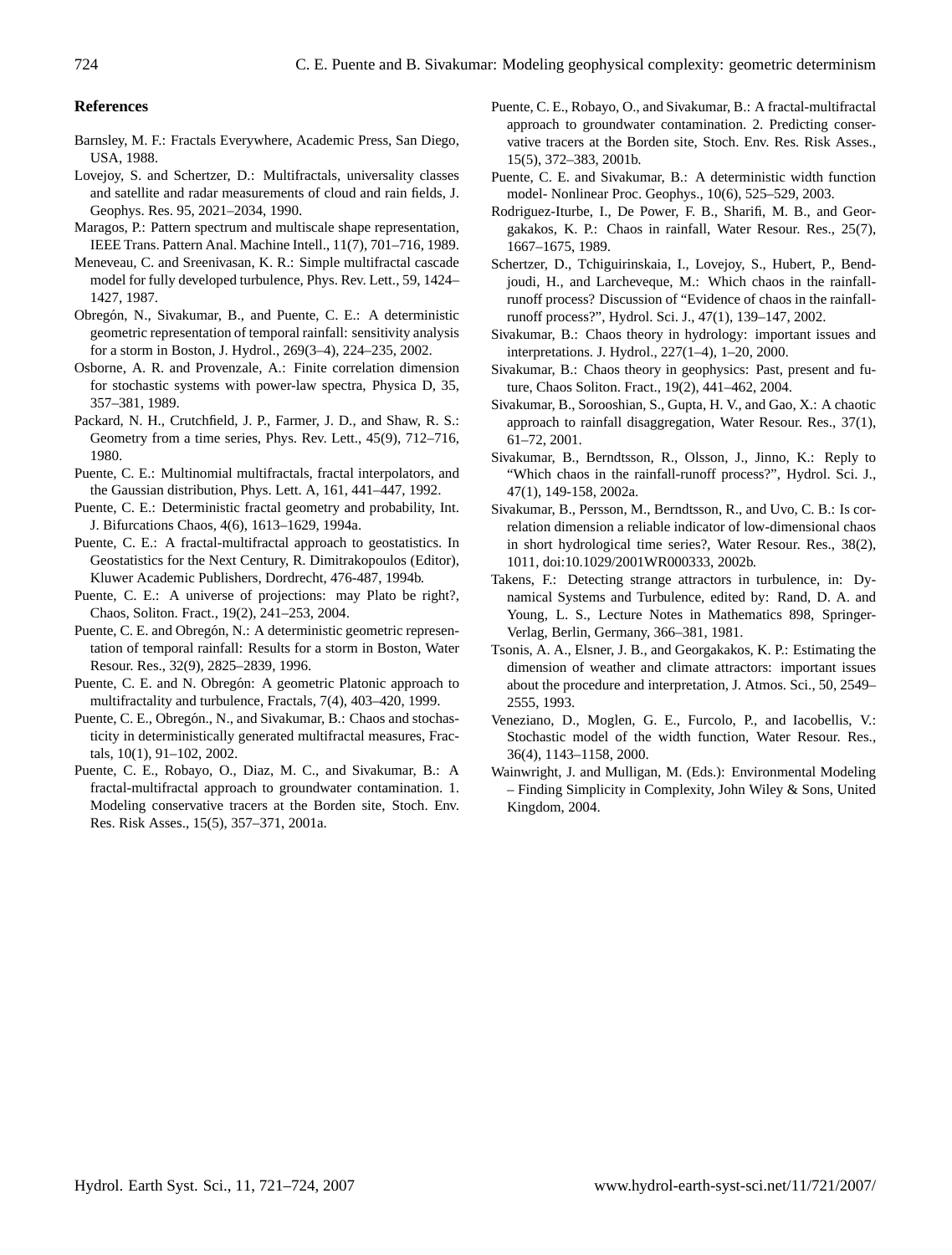## References

Barnsley, M. F.: Fractals Everywhere, Academic Press, San Diego, USA, 1988.

Lovejoy, S. and Schertzer, D.: Multifractals, universality classes and satellite and radar measurements of cloud and rain fields, J. Geophys. Res. 95, 2021–2034, 1990.

Maragos, P.: Pattern spectrum and multiscale shape representation, IEEE Trans. Pattern Anal. Machine Intell., 11(7), 701–716, 1989.

Meneveau, C. and Sreenivasan, K. R.: Simple multifractal cascade model for fully developed turbulence, Phys. Rev. Lett., 59, 1424–1427, 1987.

Obregón, N., Sivakumar, B., and Puente, C. E.: A deterministic geometric representation of temporal rainfall: sensitivity analysis for a storm in Boston, J. Hydrol., 269(3–4), 224–235, 2002.

Osborne, A. R. and Provenzale, A.: Finite correlation dimension for stochastic systems with power-law spectra, Physica D, 35, 357–381, 1989.

Packard, N. H., Crutchfield, J. P., Farmer, J. D., and Shaw, R. S.: Geometry from a time series, Phys. Rev. Lett., 45(9), 712–716, 1980.

Puente, C. E.: Multinomial multifractals, fractal interpolators, and the Gaussian distribution, Phys. Lett. A, 161, 441–447, 1992.

Puente, C. E.: Deterministic fractal geometry and probability, Int. J. Bifurcations Chaos, 4(6), 1613–1629, 1994a.

Puente, C. E.: A fractal-multifractal approach to geostatistics. In Geostatistics for the Next Century, R. Dimitrakopoulos (Editor), Kluwer Academic Publishers, Dordrecht, 476-487, 1994b.

Puente, C. E.: A universe of projections: may Plato be right?, Chaos, Soliton. Fract., 19(2), 241–253, 2004.

Puente, C. E. and Obregón, N.: A deterministic geometric representation of temporal rainfall: Results for a storm in Boston, Water Resour. Res., 32(9), 2825–2839, 1996.

Puente, C. E. and N. Obregón: A geometric Platonic approach to multifractality and turbulence, Fractals, 7(4), 403–420, 1999.

Puente, C. E., Obregón., N., and Sivakumar, B.: Chaos and stochasticity in deterministically generated multifractal measures, Fractals, 10(1), 91–102, 2002.

Puente, C. E., Robayo, O., Diaz, M. C., and Sivakumar, B.: A fractal-multifractal approach to groundwater contamination. 1. Modeling conservative tracers at the Borden site, Stoch. Env. Res. Risk Asses., 15(5), 357–371, 2001a.

Puente, C. E., Robayo, O., and Sivakumar, B.: A fractal-multifractal approach to groundwater contamination. 2. Predicting conservative tracers at the Borden site, Stoch. Env. Res. Risk Asses., 15(5), 372–383, 2001b.

Puente, C. E. and Sivakumar, B.: A deterministic width function model- Nonlinear Proc. Geophys., 10(6), 525–529, 2003.

Rodriguez-Iturbe, I., De Power, F. B., Sharifi, M. B., and Georgakakos, K. P.: Chaos in rainfall, Water Resour. Res., 25(7), 1667–1675, 1989.

Schertzer, D., Tchiguirinskaia, I., Lovejoy, S., Hubert, P., Bendjoudi, H., and Larcheveque, M.: Which chaos in the rainfall-runoff process? Discussion of "Evidence of chaos in the rainfall-runoff process?", Hydrol. Sci. J., 47(1), 139–147, 2002.

Sivakumar, B.: Chaos theory in hydrology: important issues and interpretations. J. Hydrol., 227(1–4), 1–20, 2000.

Sivakumar, B.: Chaos theory in geophysics: Past, present and future, Chaos Soliton. Fract., 19(2), 441–462, 2004.

Sivakumar, B., Sorooshian, S., Gupta, H. V., and Gao, X.: A chaotic approach to rainfall disaggregation, Water Resour. Res., 37(1), 61–72, 2001.

Sivakumar, B., Berndtsson, R., Olsson, J., Jinno, K.: Reply to "Which chaos in the rainfall-runoff process?", Hydrol. Sci. J., 47(1), 149-158, 2002a.

Sivakumar, B., Persson, M., Berndtsson, R., and Uvo, C. B.: Is correlation dimension a reliable indicator of low-dimensional chaos in short hydrological time series?, Water Resour. Res., 38(2), 1011, doi:10.1029/2001WR000333, 2002b.

Takens, F.: Detecting strange attractors in turbulence, in: Dynamical Systems and Turbulence, edited by: Rand, D. A. and Young, L. S., Lecture Notes in Mathematics 898, Springer-Verlag, Berlin, Germany, 366–381, 1981.

Tsonis, A. A., Elsner, J. B., and Georgakakos, K. P.: Estimating the dimension of weather and climate attractors: important issues about the procedure and interpretation, J. Atmos. Sci., 50, 2549–2555, 1993.

Veneziano, D., Moglen, G. E., Furcolo, P., and Iacobellis, V.: Stochastic model of the width function, Water Resour. Res., 36(4), 1143–1158, 2000.

Wainwright, J. and Mulligan, M. (Eds.): Environmental Modeling – Finding Simplicity in Complexity, John Wiley & Sons, United Kingdom, 2004.